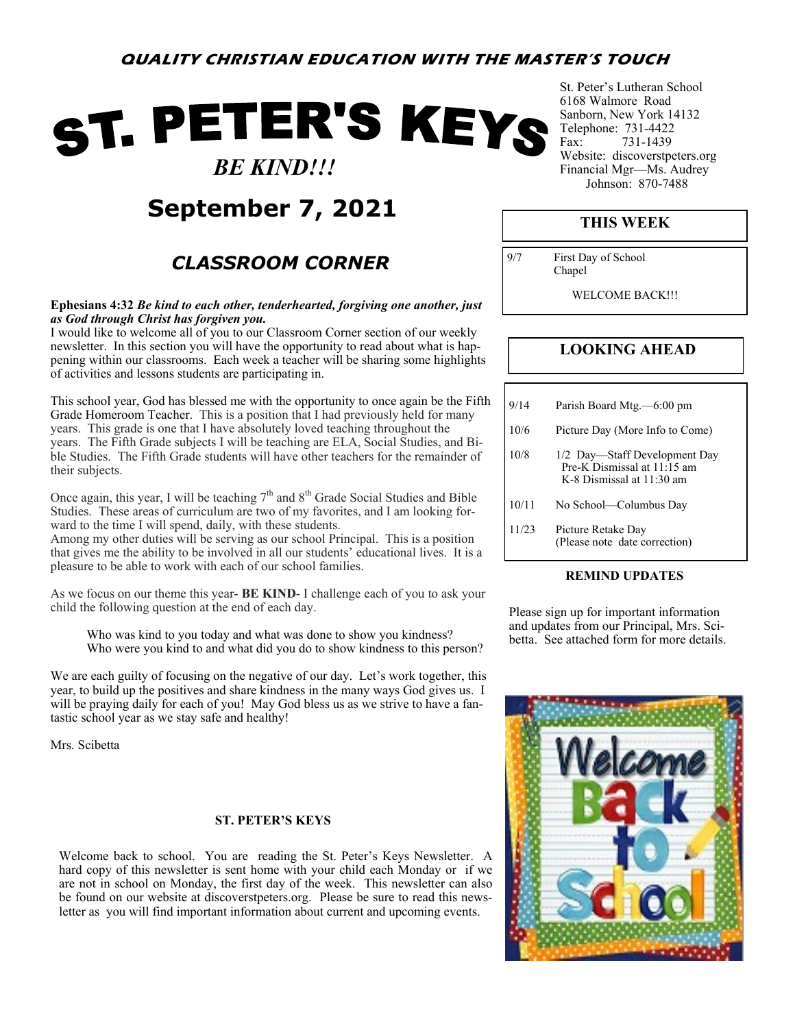**QUALITY CHRISTIAN EDUCATION WITH THE MASTER'S TOUCH**

# ST. PETER'S KEYS

***BE KIND!!!***

## September 7, 2021

St. Peter's Lutheran School
6168 Walmore Road
Sanborn, New York 14132
Telephone: 731-4422
Fax: 731-1439
Website: discoverstpeters.org
Financial Mgr—Ms. Audrey Johnson: 870-7488

## CLASSROOM CORNER

**Ephesians 4:32** ***Be kind to each other, tenderhearted, forgiving one another, just as God through Christ has forgiven you.***

I would like to welcome all of you to our Classroom Corner section of our weekly newsletter. In this section you will have the opportunity to read about what is happening within our classrooms. Each week a teacher will be sharing some highlights of activities and lessons students are participating in.

This school year, God has blessed me with the opportunity to once again be the Fifth Grade Homeroom Teacher. This is a position that I had previously held for many years. This grade is one that I have absolutely loved teaching throughout the years. The Fifth Grade subjects I will be teaching are ELA, Social Studies, and Bible Studies. The Fifth Grade students will have other teachers for the remainder of their subjects.

Once again, this year, I will be teaching 7th and 8th Grade Social Studies and Bible Studies. These areas of curriculum are two of my favorites, and I am looking forward to the time I will spend, daily, with these students.
Among my other duties will be serving as our school Principal. This is a position that gives me the ability to be involved in all our students' educational lives. It is a pleasure to be able to work with each of our school families.

As we focus on our theme this year- **BE KIND**- I challenge each of you to ask your child the following question at the end of each day.

> Who was kind to you today and what was done to show you kindness?
> Who were you kind to and what did you do to show kindness to this person?

We are each guilty of focusing on the negative of our day. Let's work together, this year, to build up the positives and share kindness in the many ways God gives us. I will be praying daily for each of you! May God bless us as we strive to have a fantastic school year as we stay safe and healthy!

Mrs. Scibetta

### ST. PETER'S KEYS

Welcome back to school. You are reading the St. Peter's Keys Newsletter. A hard copy of this newsletter is sent home with your child each Monday or if we are not in school on Monday, the first day of the week. This newsletter can also be found on our website at discoverstpeters.org. Please be sure to read this newsletter as you will find important information about current and upcoming events.

### THIS WEEK

| | |
|---|---|
| 9/7 | First Day of School<br>Chapel |

WELCOME BACK!!!

### LOOKING AHEAD

| | |
|---|---|
| 9/14 | Parish Board Mtg.—6:00 pm |
| 10/6 | Picture Day (More Info to Come) |
| 10/8 | 1/2 Day—Staff Development Day<br>Pre-K Dismissal at 11:15 am<br>K-8 Dismissal at 11:30 am |
| 10/11 | No School—Columbus Day |
| 11/23 | Picture Retake Day<br>(Please note date correction) |

### REMIND UPDATES

Please sign up for important information and updates from our Principal, Mrs. Scibetta. See attached form for more details.

Welcome Back to School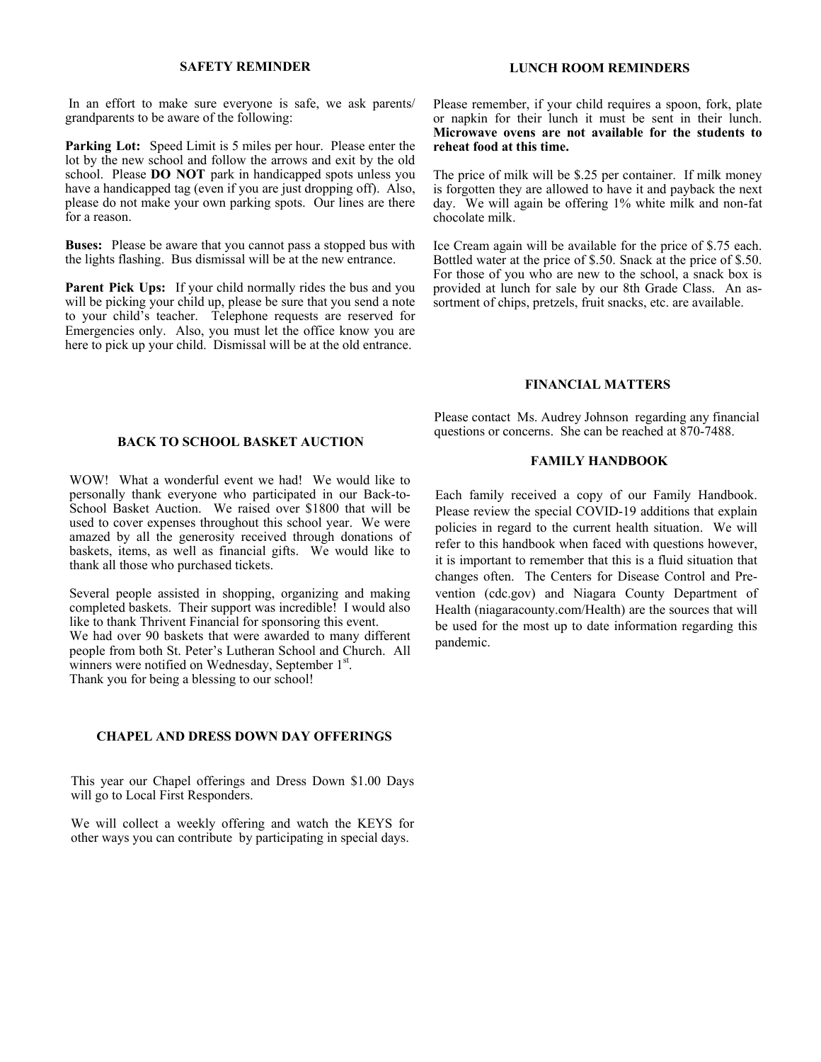## SAFETY REMINDER

In an effort to make sure everyone is safe, we ask parents/ grandparents to be aware of the following:

**Parking Lot:** Speed Limit is 5 miles per hour. Please enter the lot by the new school and follow the arrows and exit by the old school. Please **DO NOT** park in handicapped spots unless you have a handicapped tag (even if you are just dropping off). Also, please do not make your own parking spots. Our lines are there for a reason.

**Buses:** Please be aware that you cannot pass a stopped bus with the lights flashing. Bus dismissal will be at the new entrance.

**Parent Pick Ups:** If your child normally rides the bus and you will be picking your child up, please be sure that you send a note to your child's teacher. Telephone requests are reserved for Emergencies only. Also, you must let the office know you are here to pick up your child. Dismissal will be at the old entrance.

## BACK TO SCHOOL BASKET AUCTION

WOW! What a wonderful event we had! We would like to personally thank everyone who participated in our Back-to-School Basket Auction. We raised over $1800 that will be used to cover expenses throughout this school year. We were amazed by all the generosity received through donations of baskets, items, as well as financial gifts. We would like to thank all those who purchased tickets.

Several people assisted in shopping, organizing and making completed baskets. Their support was incredible! I would also like to thank Thrivent Financial for sponsoring this event.
We had over 90 baskets that were awarded to many different people from both St. Peter's Lutheran School and Church. All winners were notified on Wednesday, September 1st.
Thank you for being a blessing to our school!

## CHAPEL AND DRESS DOWN DAY OFFERINGS

This year our Chapel offerings and Dress Down $1.00 Days will go to Local First Responders.

We will collect a weekly offering and watch the KEYS for other ways you can contribute by participating in special days.

## LUNCH ROOM REMINDERS

Please remember, if your child requires a spoon, fork, plate or napkin for their lunch it must be sent in their lunch. **Microwave ovens are not available for the students to reheat food at this time.**

The price of milk will be $.25 per container. If milk money is forgotten they are allowed to have it and payback the next day. We will again be offering 1% white milk and non-fat chocolate milk.

Ice Cream again will be available for the price of $.75 each. Bottled water at the price of $.50. Snack at the price of $.50. For those of you who are new to the school, a snack box is provided at lunch for sale by our 8th Grade Class. An assortment of chips, pretzels, fruit snacks, etc. are available.

## FINANCIAL MATTERS

Please contact Ms. Audrey Johnson regarding any financial questions or concerns. She can be reached at 870-7488.

## FAMILY HANDBOOK

Each family received a copy of our Family Handbook. Please review the special COVID-19 additions that explain policies in regard to the current health situation. We will refer to this handbook when faced with questions however, it is important to remember that this is a fluid situation that changes often. The Centers for Disease Control and Prevention (cdc.gov) and Niagara County Department of Health (niagaracounty.com/Health) are the sources that will be used for the most up to date information regarding this pandemic.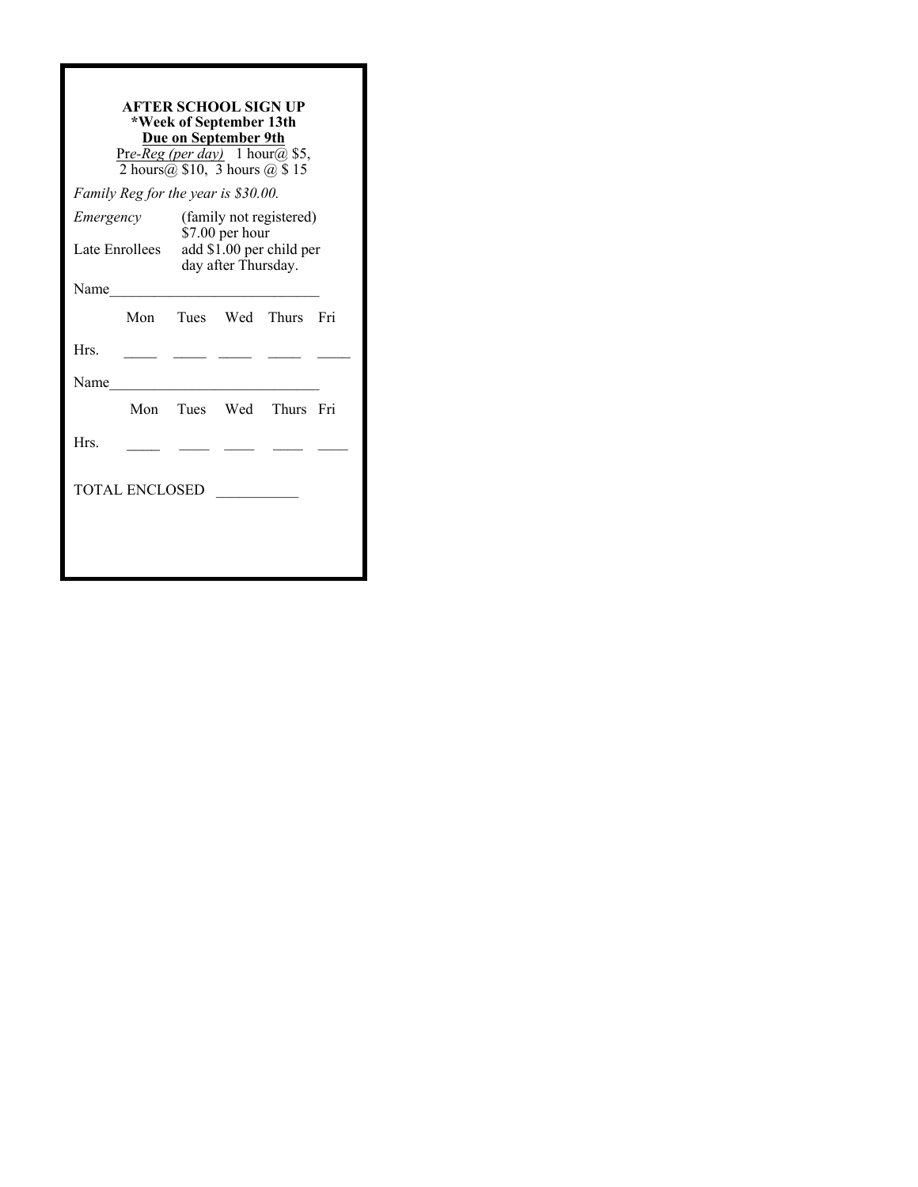**AFTER SCHOOL SIGN UP**
**\*Week of September 13th**
**<u>Due on September 9th</u>**
<u>Pr*e-Reg (per day)*</u> 1 hour@ $5,
2 hours@ $10, 3 hours @ $ 15

*Family Reg for the year is $30.00.*

*Emergency* (family not registered) $7.00 per hour

Late Enrollees add $1.00 per child per day after Thursday.

Name____________________________

| | Mon | Tues | Wed | Thurs | Fri |
|---|---|---|---|---|---|
| Hrs. | ____ | ____ | ____ | ____ | ____ |

Name____________________________

| | Mon | Tues | Wed | Thurs | Fri |
|---|---|---|---|---|---|
| Hrs. | ____ | ____ | ____ | ____ | ____ |

TOTAL ENCLOSED ___________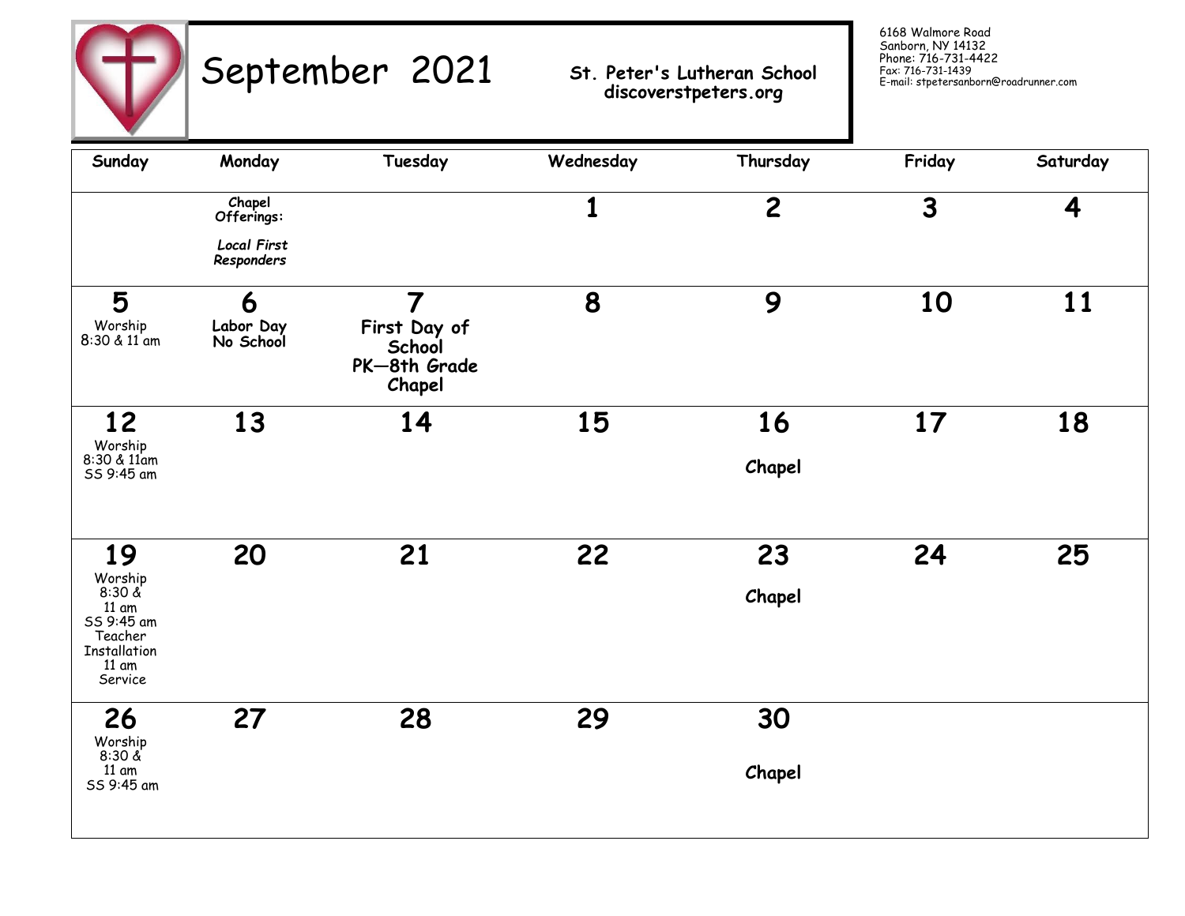# September 2021

**St. Peter's Lutheran School**
**discoverstpeters.org**

6168 Walmore Road
Sanborn, NY 14132
Phone: 716-731-4422
Fax: 716-731-1439
E-mail: stpetersanborn@roadrunner.com

| Sunday | Monday | Tuesday | Wednesday | Thursday | Friday | Saturday |
|---|---|---|---|---|---|---|
| | **Chapel Offerings:** *Local First Responders* | | **1** | **2** | **3** | **4** |
| **5** Worship 8:30 & 11 am | **6** Labor Day No School | **7** **First Day of School PK—8th Grade Chapel** | **8** | **9** | **10** | **11** |
| **12** Worship 8:30 & 11am SS 9:45 am | **13** | **14** | **15** | **16** **Chapel** | **17** | **18** |
| **19** Worship 8:30 & 11 am SS 9:45 am Teacher Installation 11 am Service | **20** | **21** | **22** | **23** **Chapel** | **24** | **25** |
| **26** Worship 8:30 & 11 am SS 9:45 am | **27** | **28** | **29** | **30** **Chapel** | | |